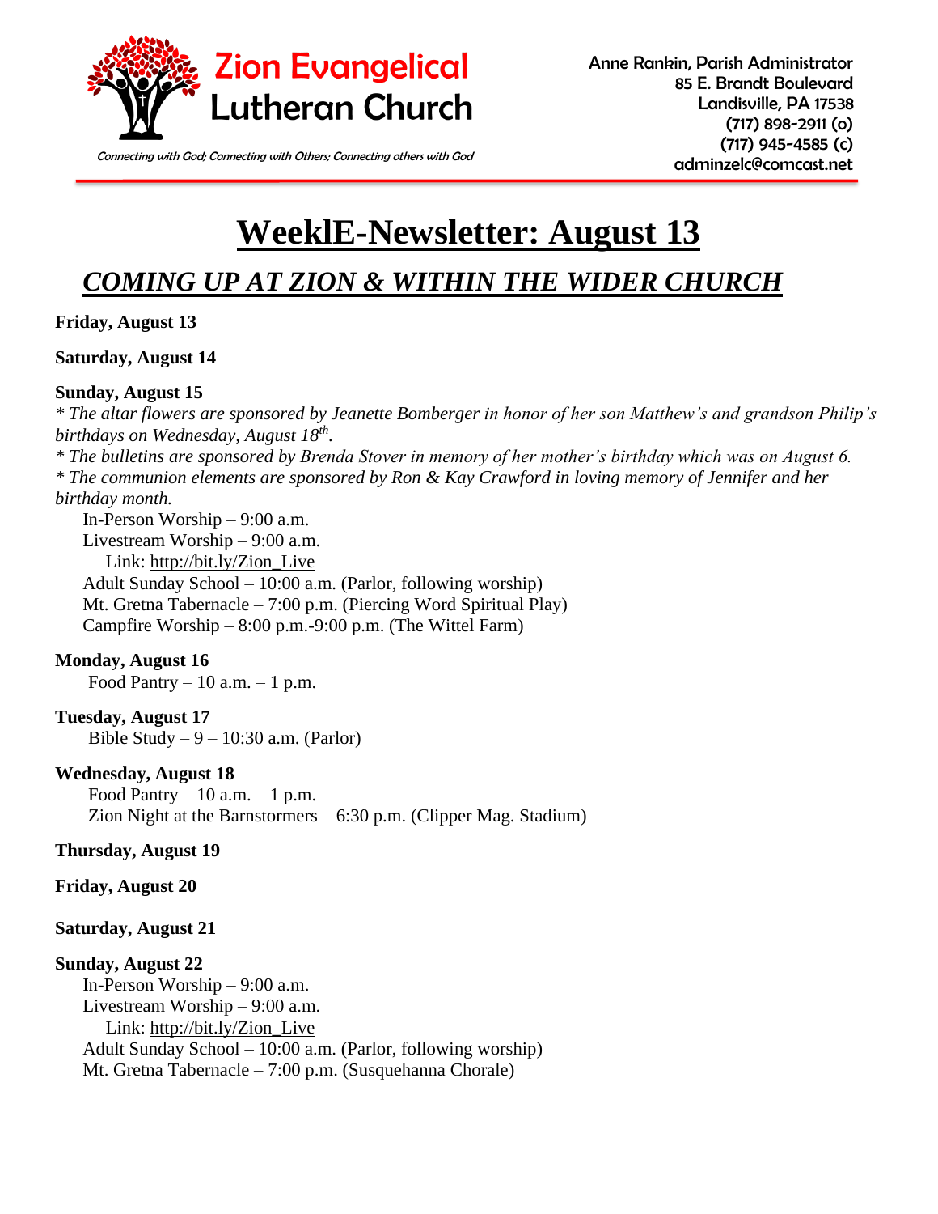Zion Evangelical Lutheran Church

Connecting with God; Connecting with Others; Connecting others with God

Anne Rankin, Parish Administrator
85 E. Brandt Boulevard
Landisville, PA 17538
(717) 898-2911 (o)
(717) 945-4585 (c)
adminzelc@comcast.net

# WeeklE-Newsletter: August 13

## *COMING UP AT ZION & WITHIN THE WIDER CHURCH*

**Friday, August 13**

**Saturday, August 14**

**Sunday, August 15**
*\* The altar flowers are sponsored by Jeanette Bomberger in honor of her son Matthew's and grandson Philip's birthdays on Wednesday, August 18th.*
*\* The bulletins are sponsored by Brenda Stover in memory of her mother's birthday which was on August 6.*
*\* The communion elements are sponsored by Ron & Kay Crawford in loving memory of Jennifer and her birthday month.*

In-Person Worship – 9:00 a.m.
Livestream Worship – 9:00 a.m.
Link: http://bit.ly/Zion_Live
Adult Sunday School – 10:00 a.m. (Parlor, following worship)
Mt. Gretna Tabernacle – 7:00 p.m. (Piercing Word Spiritual Play)
Campfire Worship – 8:00 p.m.-9:00 p.m. (The Wittel Farm)

**Monday, August 16**
Food Pantry – 10 a.m. – 1 p.m.

**Tuesday, August 17**
Bible Study – 9 – 10:30 a.m. (Parlor)

**Wednesday, August 18**
Food Pantry – 10 a.m. – 1 p.m.
Zion Night at the Barnstormers – 6:30 p.m. (Clipper Mag. Stadium)

**Thursday, August 19**

**Friday, August 20**

**Saturday, August 21**

**Sunday, August 22**
In-Person Worship – 9:00 a.m.
Livestream Worship – 9:00 a.m.
Link: http://bit.ly/Zion_Live
Adult Sunday School – 10:00 a.m. (Parlor, following worship)
Mt. Gretna Tabernacle – 7:00 p.m. (Susquehanna Chorale)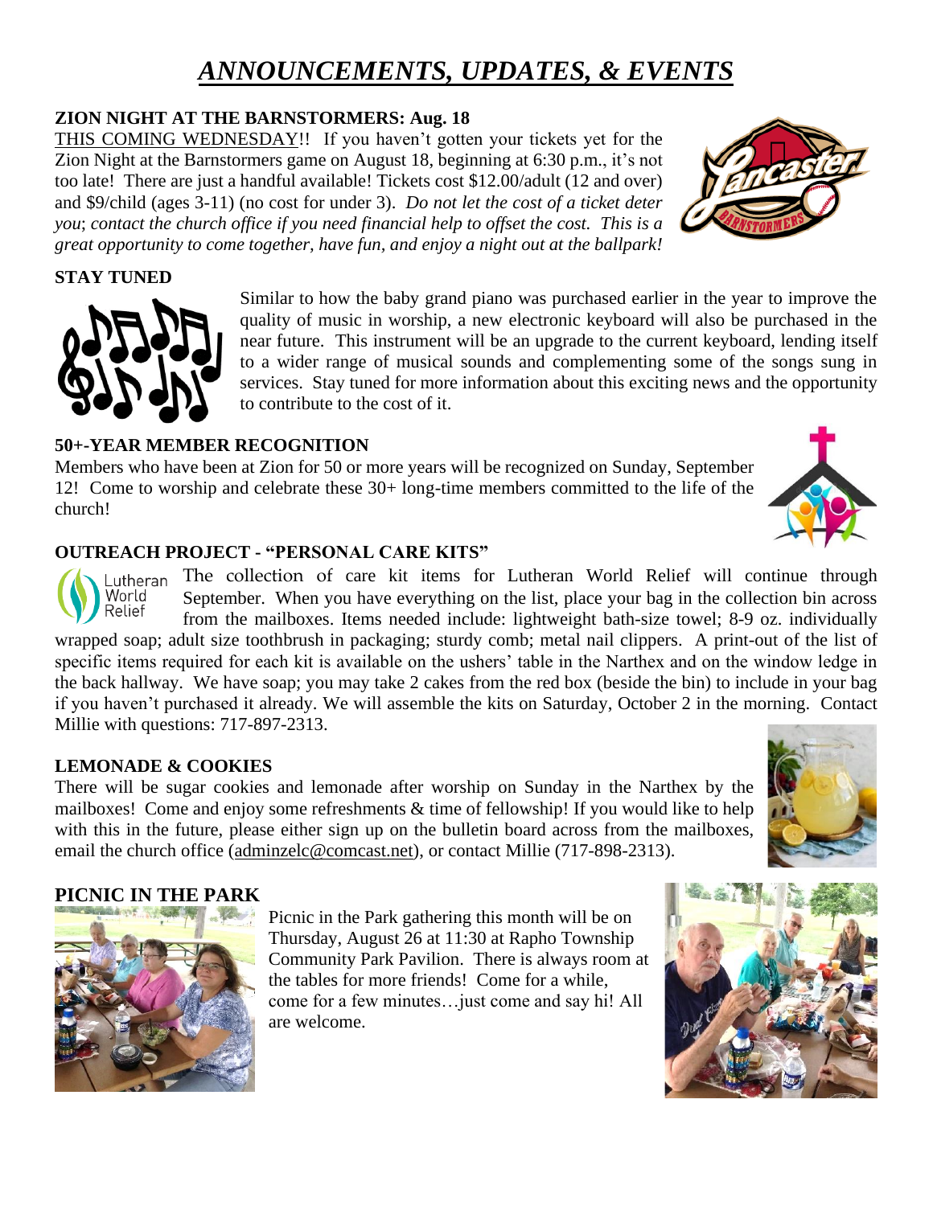# ***ANNOUNCEMENTS, UPDATES, & EVENTS***

**ZION NIGHT AT THE BARNSTORMERS: Aug. 18**

THIS COMING WEDNESDAY!! If you haven't gotten your tickets yet for the Zion Night at the Barnstormers game on August 18, beginning at 6:30 p.m., it's not too late! There are just a handful available! Tickets cost $12.00/adult (12 and over) and $9/child (ages 3-11) (no cost for under 3). *Do not let the cost of a ticket deter you*; *contact the church office if you need financial help to offset the cost. This is a great opportunity to come together, have fun, and enjoy a night out at the ballpark!*

**STAY TUNED**

Similar to how the baby grand piano was purchased earlier in the year to improve the quality of music in worship, a new electronic keyboard will also be purchased in the near future. This instrument will be an upgrade to the current keyboard, lending itself to a wider range of musical sounds and complementing some of the songs sung in services. Stay tuned for more information about this exciting news and the opportunity to contribute to the cost of it.

**50+-YEAR MEMBER RECOGNITION**

Members who have been at Zion for 50 or more years will be recognized on Sunday, September 12! Come to worship and celebrate these 30+ long-time members committed to the life of the church!

**OUTREACH PROJECT - "PERSONAL CARE KITS"**

The collection of care kit items for Lutheran World Relief will continue through September. When you have everything on the list, place your bag in the collection bin across from the mailboxes. Items needed include: lightweight bath-size towel; 8-9 oz. individually wrapped soap; adult size toothbrush in packaging; sturdy comb; metal nail clippers. A print-out of the list of specific items required for each kit is available on the ushers' table in the Narthex and on the window ledge in the back hallway. We have soap; you may take 2 cakes from the red box (beside the bin) to include in your bag if you haven't purchased it already. We will assemble the kits on Saturday, October 2 in the morning. Contact Millie with questions: 717-897-2313.

**LEMONADE & COOKIES**

There will be sugar cookies and lemonade after worship on Sunday in the Narthex by the mailboxes! Come and enjoy some refreshments & time of fellowship! If you would like to help with this in the future, please either sign up on the bulletin board across from the mailboxes, email the church office (adminzelc@comcast.net), or contact Millie (717-898-2313).

**PICNIC IN THE PARK**

Picnic in the Park gathering this month will be on Thursday, August 26 at 11:30 at Rapho Township Community Park Pavilion. There is always room at the tables for more friends! Come for a while, come for a few minutes…just come and say hi! All are welcome.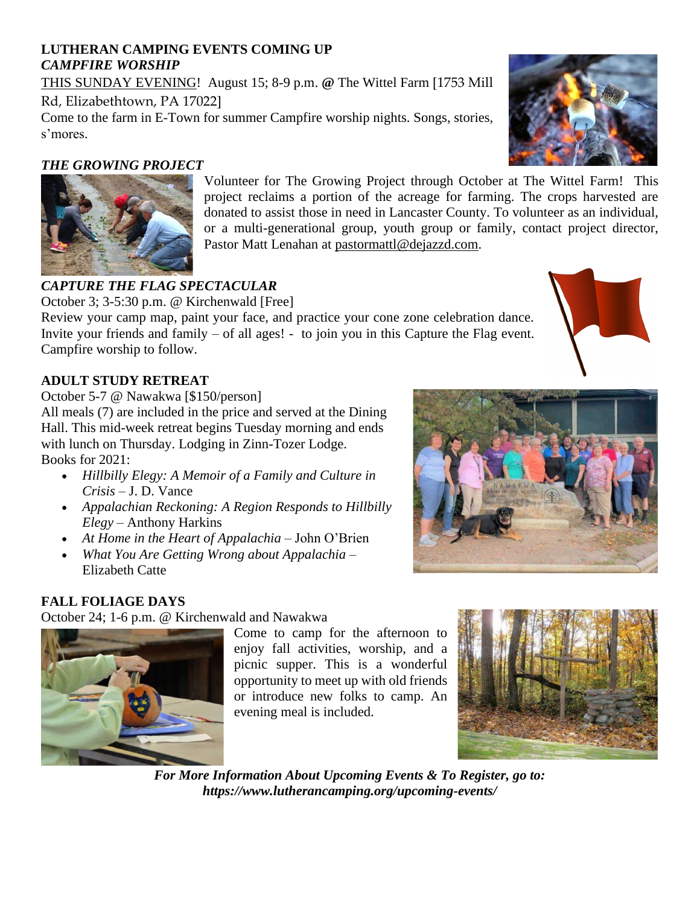**LUTHERAN CAMPING EVENTS COMING UP**

***CAMPFIRE WORSHIP***

THIS SUNDAY EVENING! August 15; 8-9 p.m. @ The Wittel Farm [1753 Mill Rd, Elizabethtown, PA 17022]

Come to the farm in E-Town for summer Campfire worship nights. Songs, stories, s'mores.

***THE GROWING PROJECT***

Volunteer for The Growing Project through October at The Wittel Farm! This project reclaims a portion of the acreage for farming. The crops harvested are donated to assist those in need in Lancaster County. To volunteer as an individual, or a multi-generational group, youth group or family, contact project director, Pastor Matt Lenahan at pastormattl@dejazzd.com.

***CAPTURE THE FLAG SPECTACULAR***

October 3; 3-5:30 p.m. @ Kirchenwald [Free]

Review your camp map, paint your face, and practice your cone zone celebration dance. Invite your friends and family – of all ages! - to join you in this Capture the Flag event. Campfire worship to follow.

**ADULT STUDY RETREAT**

October 5-7 @ Nawakwa [$150/person]

All meals (7) are included in the price and served at the Dining Hall. This mid-week retreat begins Tuesday morning and ends with lunch on Thursday. Lodging in Zinn-Tozer Lodge.

Books for 2021:

- *Hillbilly Elegy: A Memoir of a Family and Culture in Crisis* – J. D. Vance
- *Appalachian Reckoning: A Region Responds to Hillbilly Elegy* – Anthony Harkins
- *At Home in the Heart of Appalachia* – John O'Brien
- *What You Are Getting Wrong about Appalachia* – Elizabeth Catte

**FALL FOLIAGE DAYS**

October 24; 1-6 p.m. @ Kirchenwald and Nawakwa

Come to camp for the afternoon to enjoy fall activities, worship, and a picnic supper. This is a wonderful opportunity to meet up with old friends or introduce new folks to camp. An evening meal is included.

***For More Information About Upcoming Events & To Register, go to: https://www.lutherancamping.org/upcoming-events/***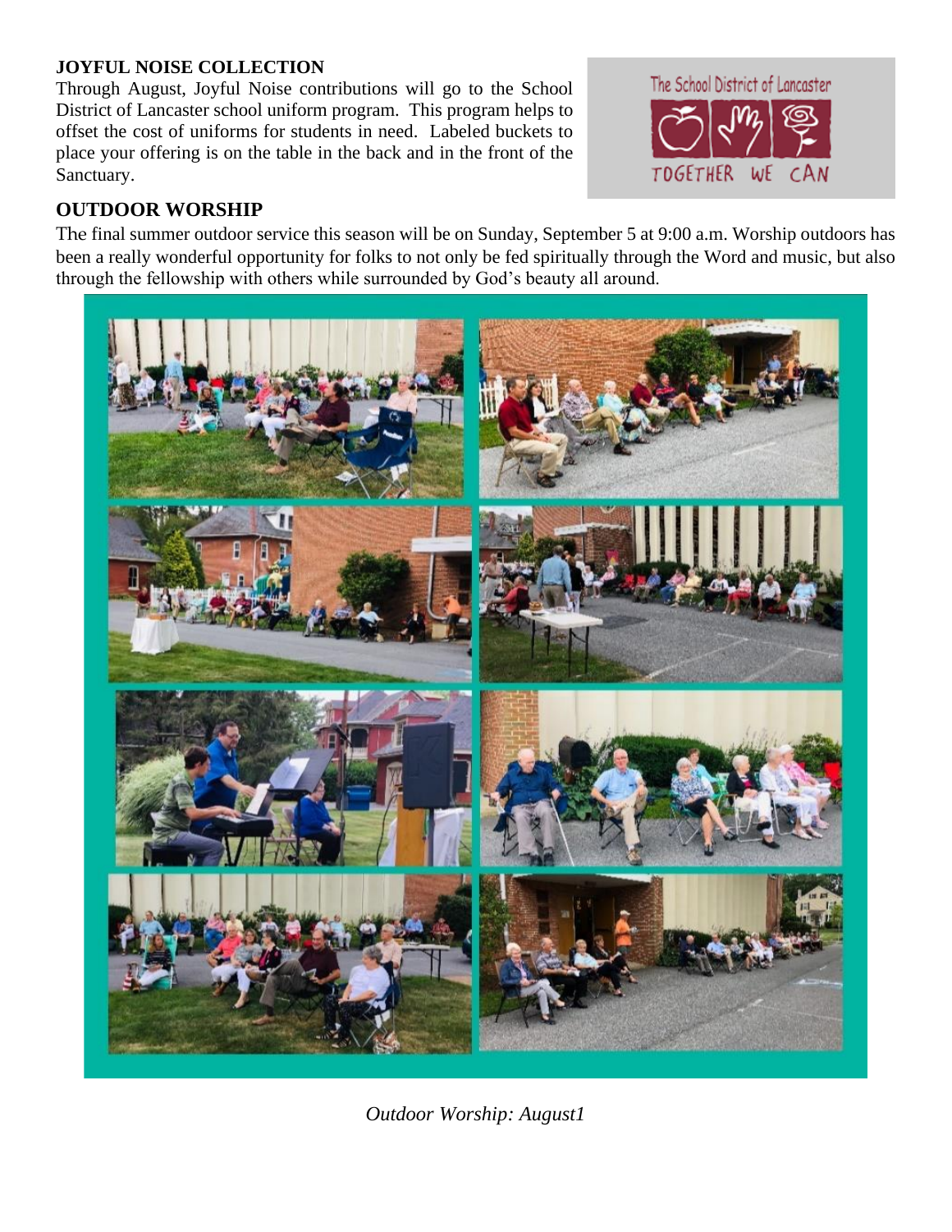## JOYFUL NOISE COLLECTION

Through August, Joyful Noise contributions will go to the School District of Lancaster school uniform program. This program helps to offset the cost of uniforms for students in need. Labeled buckets to place your offering is on the table in the back and in the front of the Sanctuary.

## OUTDOOR WORSHIP

The final summer outdoor service this season will be on Sunday, September 5 at 9:00 a.m. Worship outdoors has been a really wonderful opportunity for folks to not only be fed spiritually through the Word and music, but also through the fellowship with others while surrounded by God's beauty all around.

*Outdoor Worship: August1*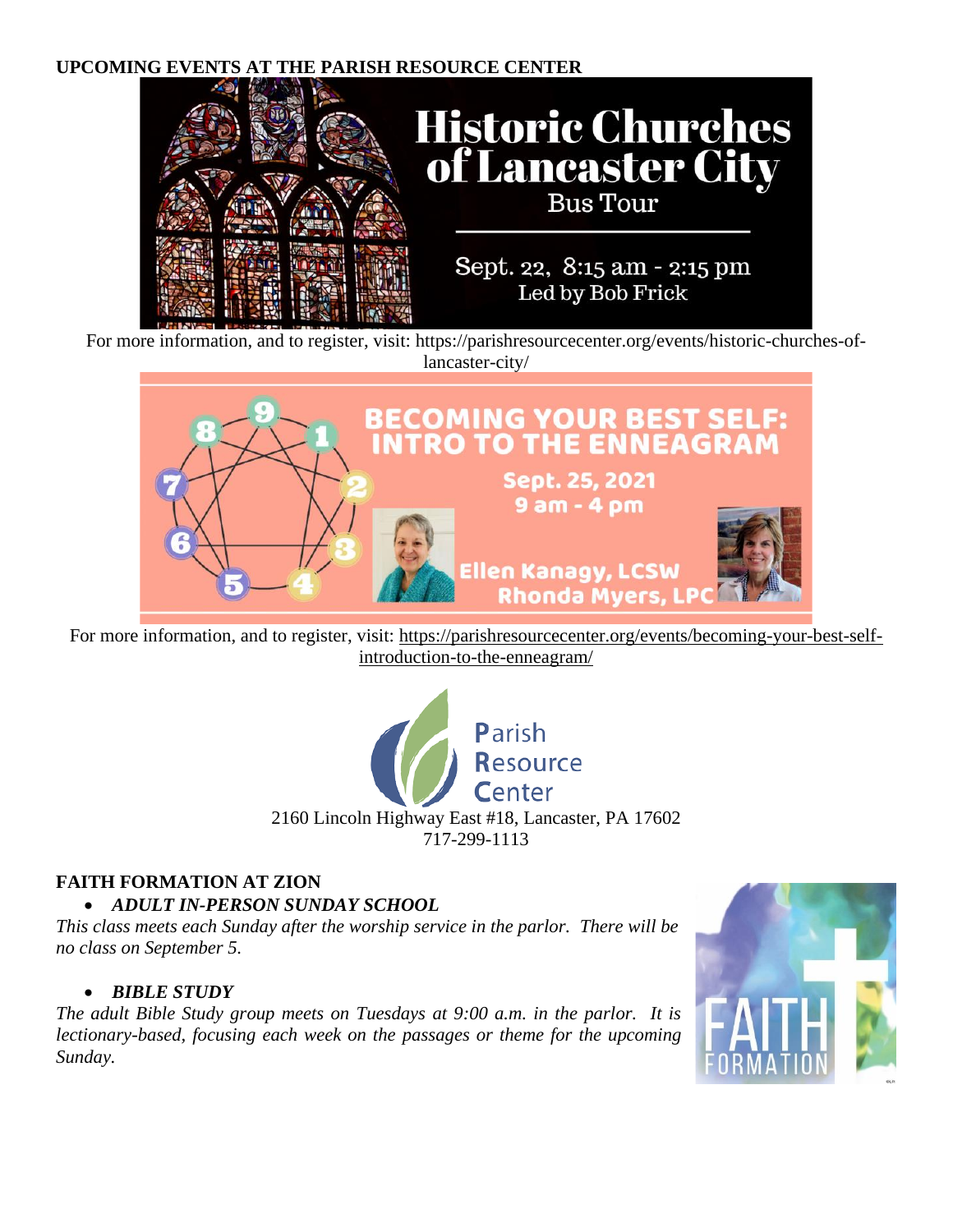**UPCOMING EVENTS AT THE PARISH RESOURCE CENTER**

**Historic Churches of Lancaster City**
Bus Tour

Sept. 22, 8:15 am - 2:15 pm
Led by Bob Frick

For more information, and to register, visit: https://parishresourcecenter.org/events/historic-churches-of-lancaster-city/

**BECOMING YOUR BEST SELF: INTRO TO THE ENNEAGRAM**

Sept. 25, 2021
9 am - 4 pm

Ellen Kanagy, LCSW
Rhonda Myers, LPC

For more information, and to register, visit: https://parishresourcecenter.org/events/becoming-your-best-self-introduction-to-the-enneagram/

Parish Resource Center

2160 Lincoln Highway East #18, Lancaster, PA 17602
717-299-1113

**FAITH FORMATION AT ZION**

- ***ADULT IN-PERSON SUNDAY SCHOOL***

*This class meets each Sunday after the worship service in the parlor. There will be no class on September 5.*

- ***BIBLE STUDY***

*The adult Bible Study group meets on Tuesdays at 9:00 a.m. in the parlor. It is lectionary-based, focusing each week on the passages or theme for the upcoming Sunday.*

FAITH FORMATION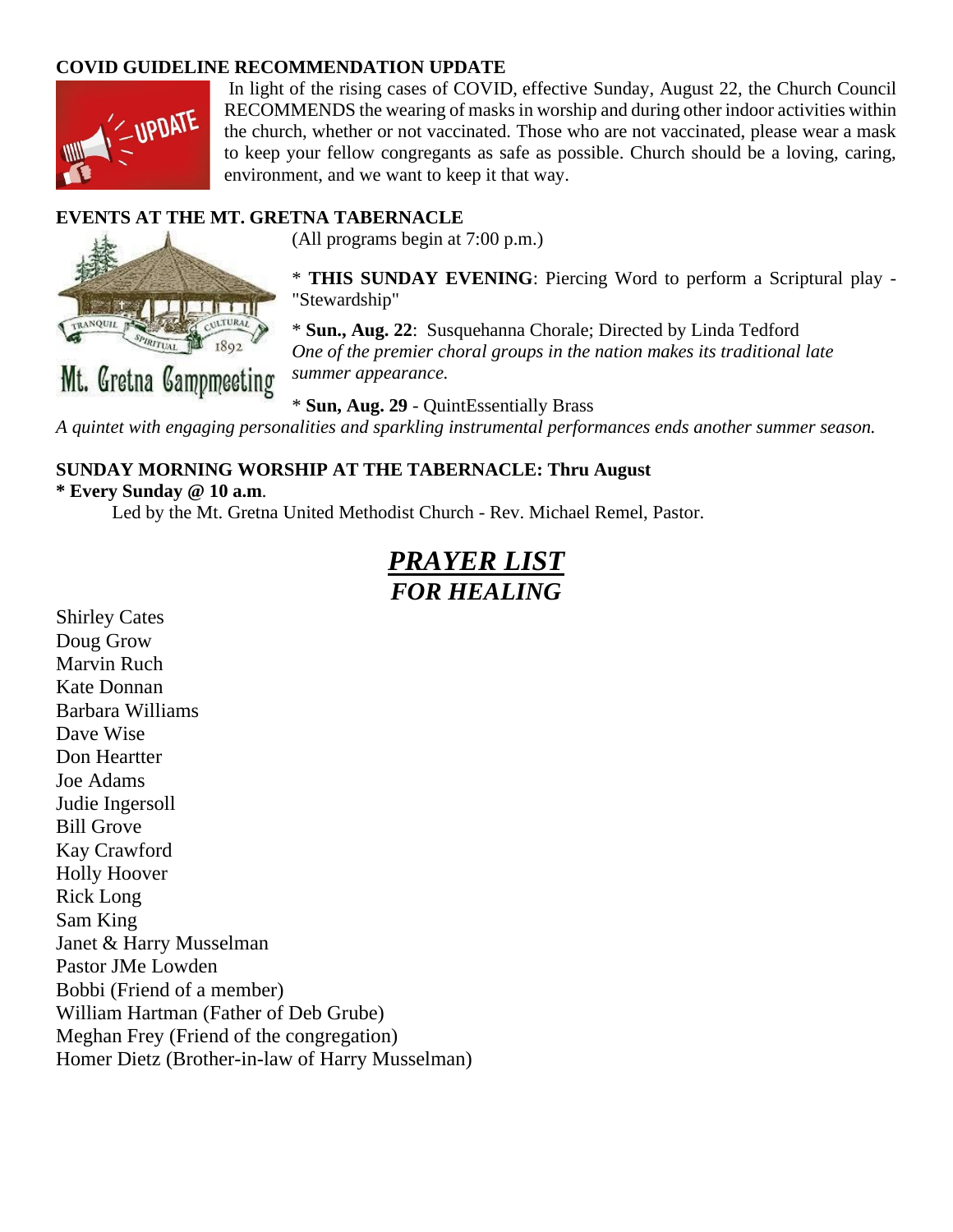**COVID GUIDELINE RECOMMENDATION UPDATE**

In light of the rising cases of COVID, effective Sunday, August 22, the Church Council RECOMMENDS the wearing of masks in worship and during other indoor activities within the church, whether or not vaccinated. Those who are not vaccinated, please wear a mask to keep your fellow congregants as safe as possible. Church should be a loving, caring, environment, and we want to keep it that way.

**EVENTS AT THE MT. GRETNA TABERNACLE**

(All programs begin at 7:00 p.m.)

* **THIS SUNDAY EVENING**: Piercing Word to perform a Scriptural play - "Stewardship"

* **Sun., Aug. 22**: Susquehanna Chorale; Directed by Linda Tedford
*One of the premier choral groups in the nation makes its traditional late summer appearance.*

* **Sun, Aug. 29** - QuintEssentially Brass
*A quintet with engaging personalities and sparkling instrumental performances ends another summer season.*

**SUNDAY MORNING WORSHIP AT THE TABERNACLE: Thru August**
**\* Every Sunday @ 10 a.m**.
Led by the Mt. Gretna United Methodist Church - Rev. Michael Remel, Pastor.

## ***PRAYER LIST***
## ***FOR HEALING***

Shirley Cates
Doug Grow
Marvin Ruch
Kate Donnan
Barbara Williams
Dave Wise
Don Heartter
Joe Adams
Judie Ingersoll
Bill Grove
Kay Crawford
Holly Hoover
Rick Long
Sam King
Janet & Harry Musselman
Pastor JMe Lowden
Bobbi (Friend of a member)
William Hartman (Father of Deb Grube)
Meghan Frey (Friend of the congregation)
Homer Dietz (Brother-in-law of Harry Musselman)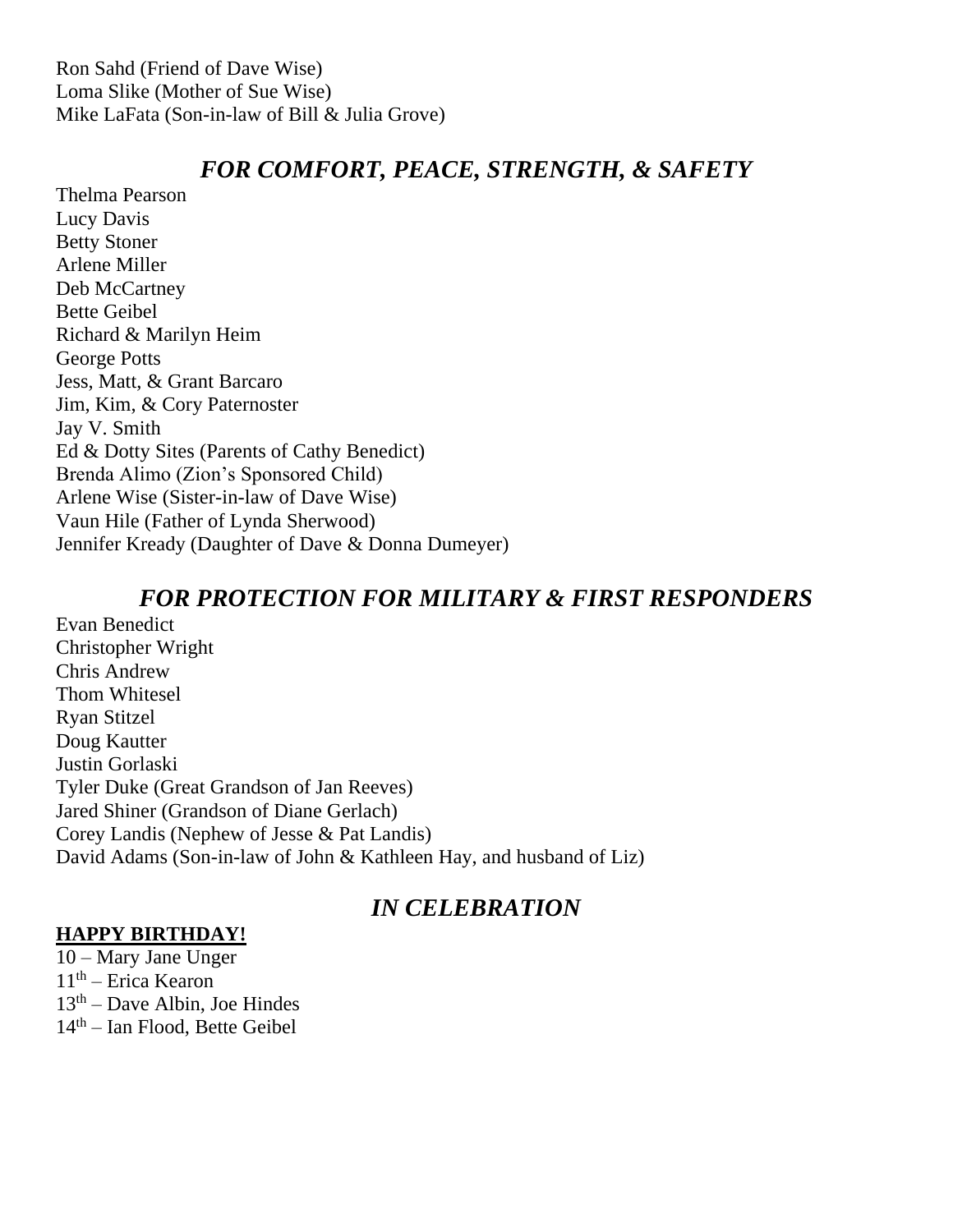Ron Sahd (Friend of Dave Wise)
Loma Slike (Mother of Sue Wise)
Mike LaFata (Son-in-law of Bill & Julia Grove)

## *FOR COMFORT, PEACE, STRENGTH, & SAFETY*

Thelma Pearson
Lucy Davis
Betty Stoner
Arlene Miller
Deb McCartney
Bette Geibel
Richard & Marilyn Heim
George Potts
Jess, Matt, & Grant Barcaro
Jim, Kim, & Cory Paternoster
Jay V. Smith
Ed & Dotty Sites (Parents of Cathy Benedict)
Brenda Alimo (Zion's Sponsored Child)
Arlene Wise (Sister-in-law of Dave Wise)
Vaun Hile (Father of Lynda Sherwood)
Jennifer Kready (Daughter of Dave & Donna Dumeyer)

## *FOR PROTECTION FOR MILITARY & FIRST RESPONDERS*

Evan Benedict
Christopher Wright
Chris Andrew
Thom Whitesel
Ryan Stitzel
Doug Kautter
Justin Gorlaski
Tyler Duke (Great Grandson of Jan Reeves)
Jared Shiner (Grandson of Diane Gerlach)
Corey Landis (Nephew of Jesse & Pat Landis)
David Adams (Son-in-law of John & Kathleen Hay, and husband of Liz)

## *IN CELEBRATION*

**HAPPY BIRTHDAY!**

10 – Mary Jane Unger
11th – Erica Kearon
13th – Dave Albin, Joe Hindes
14th – Ian Flood, Bette Geibel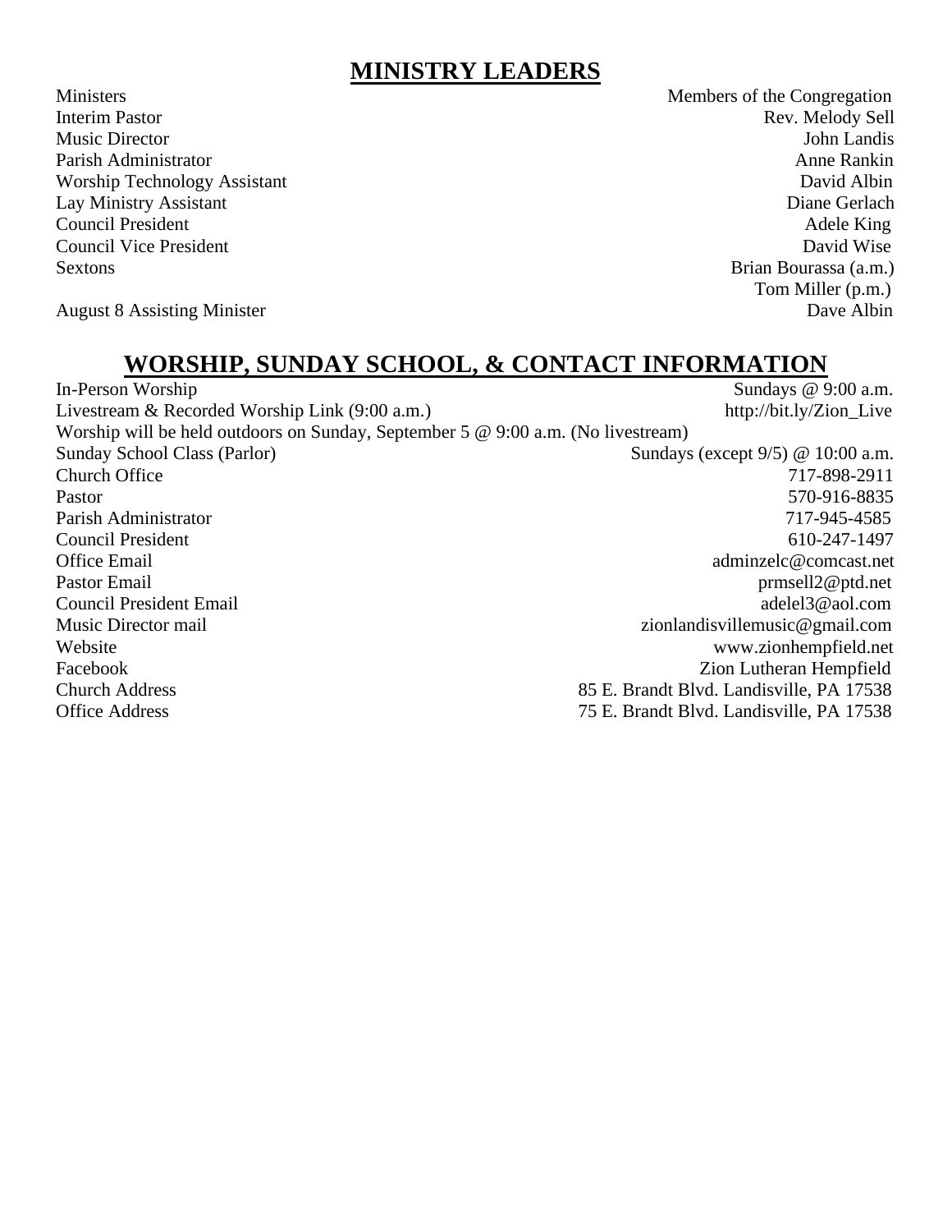## MINISTRY LEADERS

| | |
|---|---|
| Ministers | Members of the Congregation |
| Interim Pastor | Rev. Melody Sell |
| Music Director | John Landis |
| Parish Administrator | Anne Rankin |
| Worship Technology Assistant | David Albin |
| Lay Ministry Assistant | Diane Gerlach |
| Council President | Adele King |
| Council Vice President | David Wise |
| Sextons | Brian Bourassa (a.m.) |
| | Tom Miller (p.m.) |
| August 8 Assisting Minister | Dave Albin |

## WORSHIP, SUNDAY SCHOOL, & CONTACT INFORMATION

| | |
|---|---|
| In-Person Worship | Sundays @ 9:00 a.m. |
| Livestream & Recorded Worship Link (9:00 a.m.) | http://bit.ly/Zion_Live |

Worship will be held outdoors on Sunday, September 5 @ 9:00 a.m. (No livestream)

| | |
|---|---|
| Sunday School Class (Parlor) | Sundays (except 9/5) @ 10:00 a.m. |
| Church Office | 717-898-2911 |
| Pastor | 570-916-8835 |
| Parish Administrator | 717-945-4585 |
| Council President | 610-247-1497 |
| Office Email | adminzelc@comcast.net |
| Pastor Email | prmsell2@ptd.net |
| Council President Email | adelel3@aol.com |
| Music Director mail | zionlandisvillemusic@gmail.com |
| Website | www.zionhempfield.net |
| Facebook | Zion Lutheran Hempfield |
| Church Address | 85 E. Brandt Blvd. Landisville, PA 17538 |
| Office Address | 75 E. Brandt Blvd. Landisville, PA 17538 |